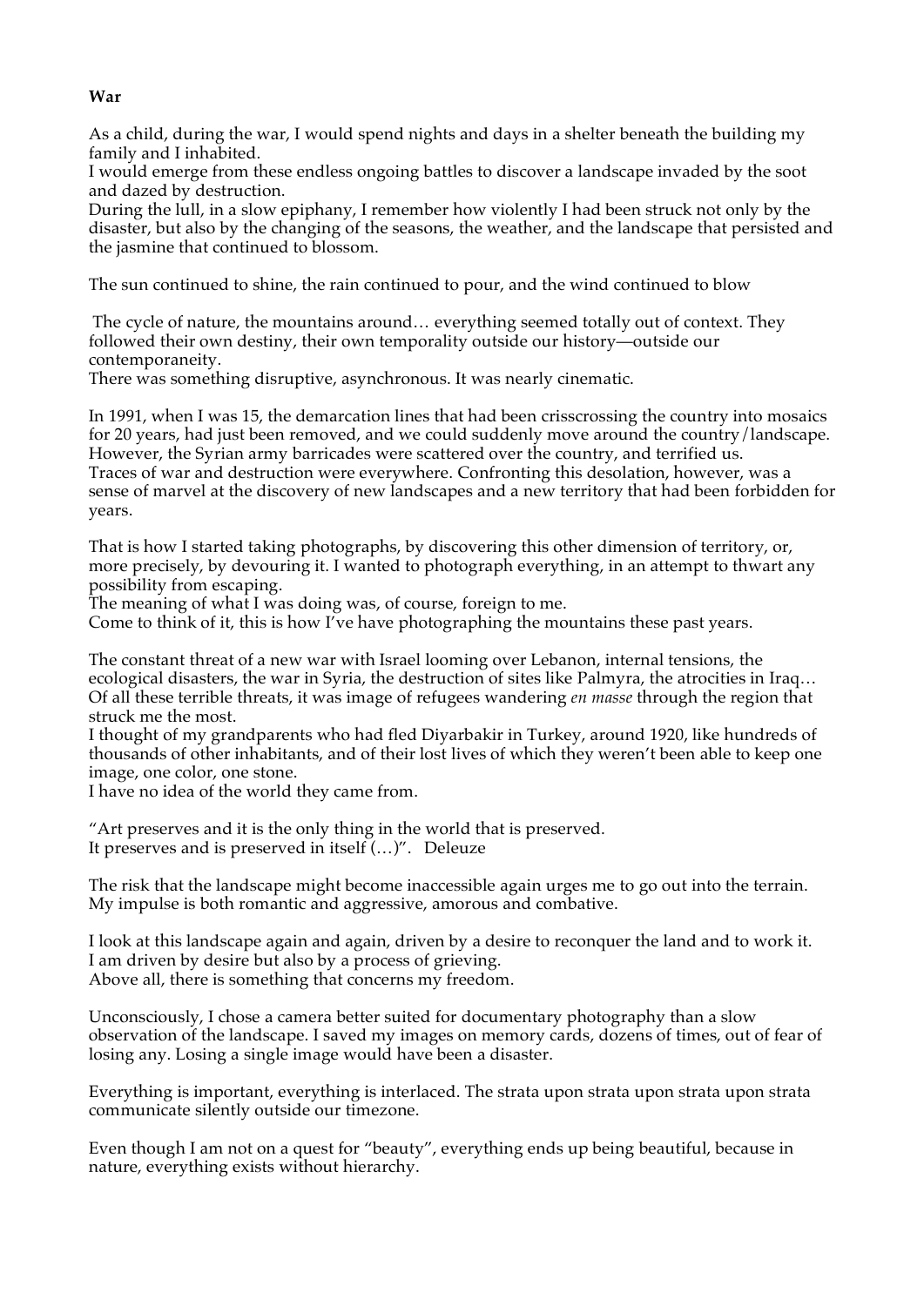**War**

As a child, during the war, I would spend nights and days in a shelter beneath the building my family and I inhabited.
I would emerge from these endless ongoing battles to discover a landscape invaded by the soot and dazed by destruction.
During the lull, in a slow epiphany, I remember how violently I had been struck not only by the disaster, but also by the changing of the seasons, the weather, and the landscape that persisted and the jasmine that continued to blossom.

The sun continued to shine, the rain continued to pour, and the wind continued to blow

The cycle of nature, the mountains around… everything seemed totally out of context. They followed their own destiny, their own temporality outside our history—outside our contemporaneity.
There was something disruptive, asynchronous. It was nearly cinematic.

In 1991, when I was 15, the demarcation lines that had been crisscrossing the country into mosaics for 20 years, had just been removed, and we could suddenly move around the country/landscape. However, the Syrian army barricades were scattered over the country, and terrified us.
Traces of war and destruction were everywhere. Confronting this desolation, however, was a sense of marvel at the discovery of new landscapes and a new territory that had been forbidden for years.

That is how I started taking photographs, by discovering this other dimension of territory, or, more precisely, by devouring it. I wanted to photograph everything, in an attempt to thwart any possibility from escaping.
The meaning of what I was doing was, of course, foreign to me.
Come to think of it, this is how I've have photographing the mountains these past years.

The constant threat of a new war with Israel looming over Lebanon, internal tensions, the ecological disasters, the war in Syria, the destruction of sites like Palmyra, the atrocities in Iraq… Of all these terrible threats, it was image of refugees wandering *en masse* through the region that struck me the most.
I thought of my grandparents who had fled Diyarbakir in Turkey, around 1920, like hundreds of thousands of other inhabitants, and of their lost lives of which they weren't been able to keep one image, one color, one stone.
I have no idea of the world they came from.

"Art preserves and it is the only thing in the world that is preserved.
It preserves and is preserved in itself (…)". Deleuze

The risk that the landscape might become inaccessible again urges me to go out into the terrain. My impulse is both romantic and aggressive, amorous and combative.

I look at this landscape again and again, driven by a desire to reconquer the land and to work it. I am driven by desire but also by a process of grieving.
Above all, there is something that concerns my freedom.

Unconsciously, I chose a camera better suited for documentary photography than a slow observation of the landscape. I saved my images on memory cards, dozens of times, out of fear of losing any. Losing a single image would have been a disaster.

Everything is important, everything is interlaced. The strata upon strata upon strata upon strata communicate silently outside our timezone.

Even though I am not on a quest for "beauty", everything ends up being beautiful, because in nature, everything exists without hierarchy.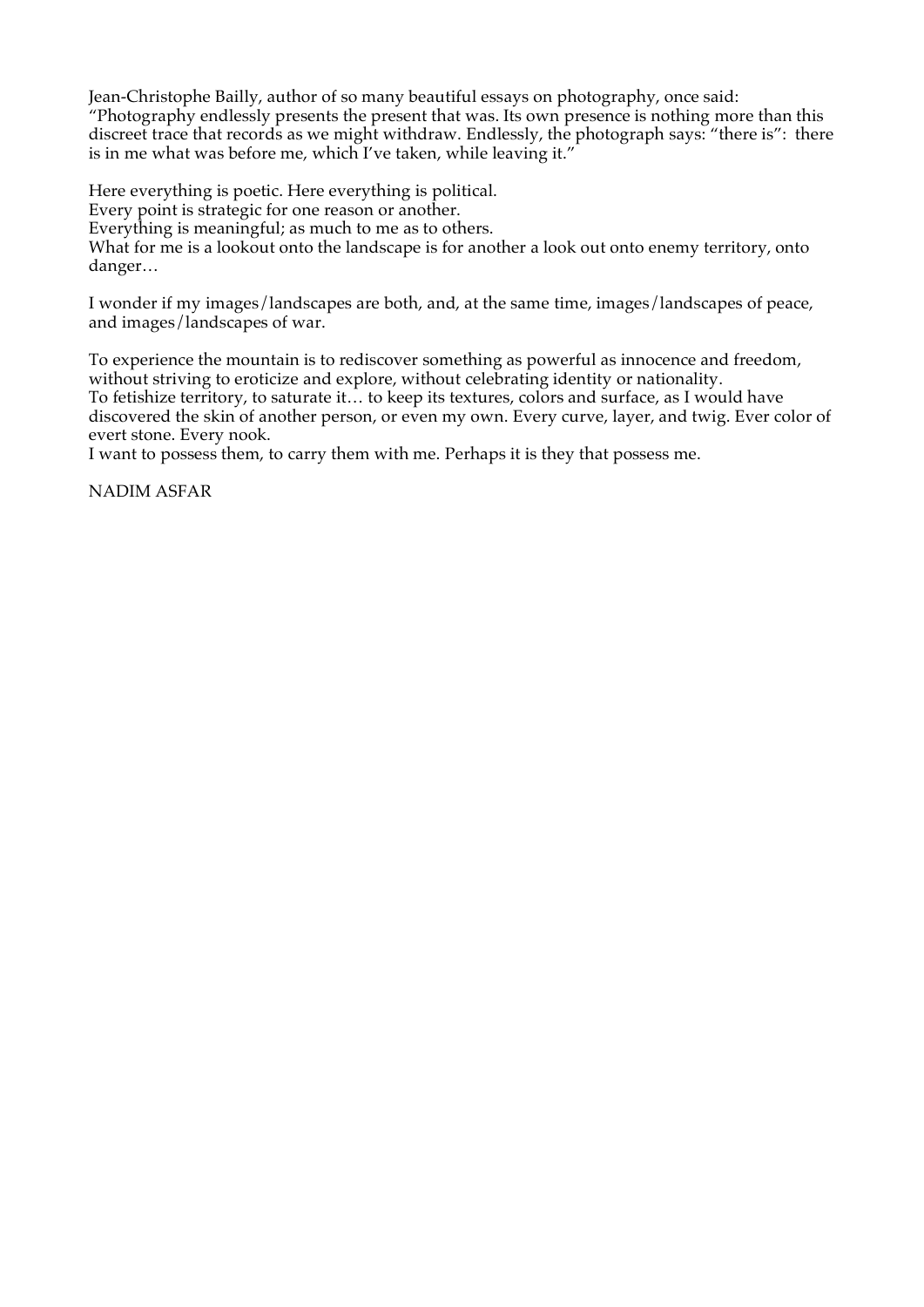Jean-Christophe Bailly, author of so many beautiful essays on photography, once said:
"Photography endlessly presents the present that was. Its own presence is nothing more than this discreet trace that records as we might withdraw. Endlessly, the photograph says: "there is": there is in me what was before me, which I've taken, while leaving it."

Here everything is poetic. Here everything is political.
Every point is strategic for one reason or another.
Everything is meaningful; as much to me as to others.
What for me is a lookout onto the landscape is for another a look out onto enemy territory, onto danger…

I wonder if my images/landscapes are both, and, at the same time, images/landscapes of peace, and images/landscapes of war.

To experience the mountain is to rediscover something as powerful as innocence and freedom, without striving to eroticize and explore, without celebrating identity or nationality.
To fetishize territory, to saturate it… to keep its textures, colors and surface, as I would have discovered the skin of another person, or even my own. Every curve, layer, and twig. Ever color of evert stone. Every nook.
I want to possess them, to carry them with me. Perhaps it is they that possess me.

NADIM ASFAR